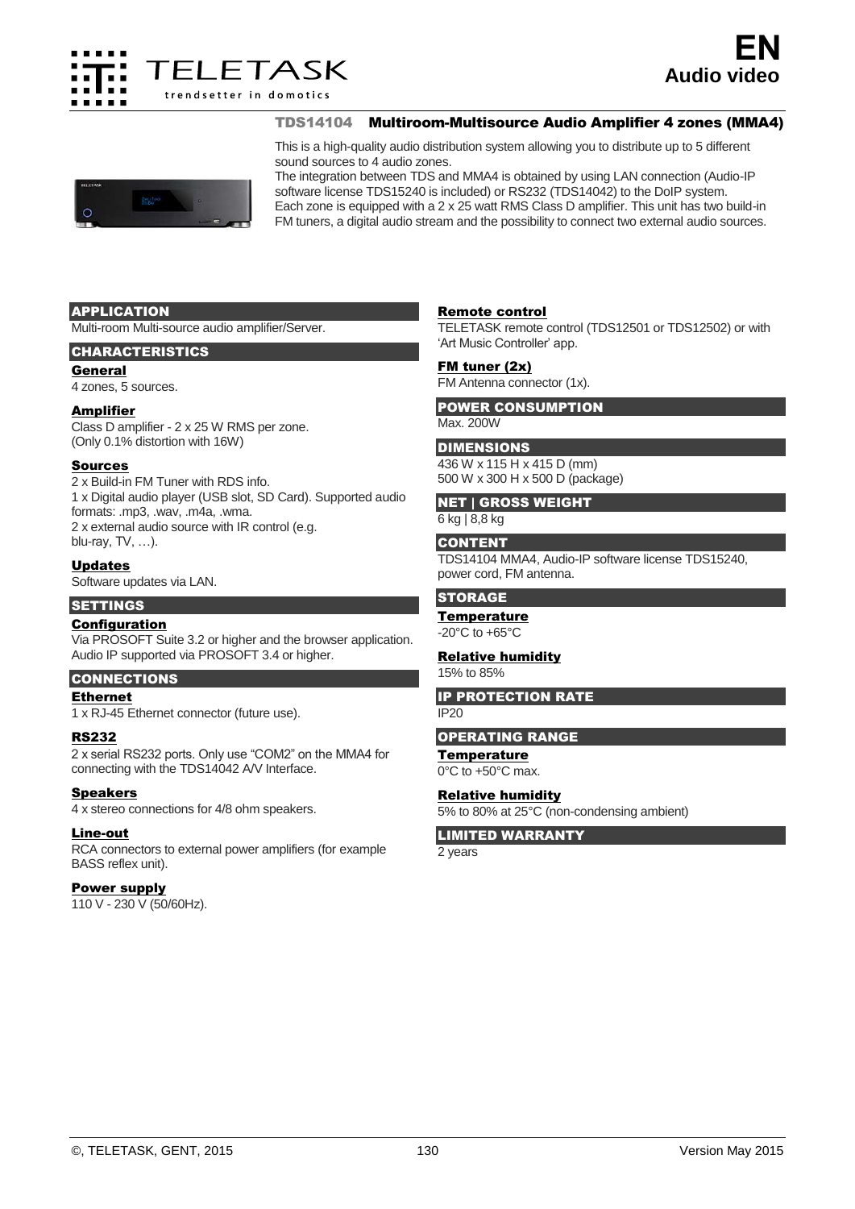# TDS14104 Multiroom-Multisource Audio Amplifier 4 zones (MMA4)

This is a high-quality audio distribution system allowing you to distribute up to 5 different sound sources to 4 audio zones.
The integration between TDS and MMA4 is obtained by using LAN connection (Audio-IP software license TDS15240 is included) or RS232 (TDS14042) to the DoIP system.
Each zone is equipped with a 2 x 25 watt RMS Class D amplifier. This unit has two build-in FM tuners, a digital audio stream and the possibility to connect two external audio sources.

## APPLICATION

Multi-room Multi-source audio amplifier/Server.

## CHARACTERISTICS

### General

4 zones, 5 sources.

### Amplifier

Class D amplifier - 2 x 25 W RMS per zone.
(Only 0.1% distortion with 16W)

### Sources

2 x Build-in FM Tuner with RDS info.
1 x Digital audio player (USB slot, SD Card). Supported audio formats: .mp3, .wav, .m4a, .wma.
2 x external audio source with IR control (e.g. blu-ray, TV, …).

### Updates

Software updates via LAN.

## SETTINGS

### Configuration

Via PROSOFT Suite 3.2 or higher and the browser application. Audio IP supported via PROSOFT 3.4 or higher.

## CONNECTIONS

### Ethernet

1 x RJ-45 Ethernet connector (future use).

### RS232

2 x serial RS232 ports. Only use "COM2" on the MMA4 for connecting with the TDS14042 A/V Interface.

### Speakers

4 x stereo connections for 4/8 ohm speakers.

### Line-out

RCA connectors to external power amplifiers (for example BASS reflex unit).

### Power supply

110 V - 230 V (50/60Hz).

### Remote control

TELETASK remote control (TDS12501 or TDS12502) or with 'Art Music Controller' app.

### FM tuner (2x)

FM Antenna connector (1x).

## POWER CONSUMPTION

Max. 200W

## DIMENSIONS

436 W x 115 H x 415 D (mm)
500 W x 300 H x 500 D (package)

## NET | GROSS WEIGHT

6 kg | 8,8 kg

## CONTENT

TDS14104 MMA4, Audio-IP software license TDS15240, power cord, FM antenna.

## STORAGE

### Temperature

-20°C to +65°C

### Relative humidity

15% to 85%

## IP PROTECTION RATE

IP20

## OPERATING RANGE

### Temperature

0°C to +50°C max.

### Relative humidity

5% to 80% at 25°C (non-condensing ambient)

## LIMITED WARRANTY

2 years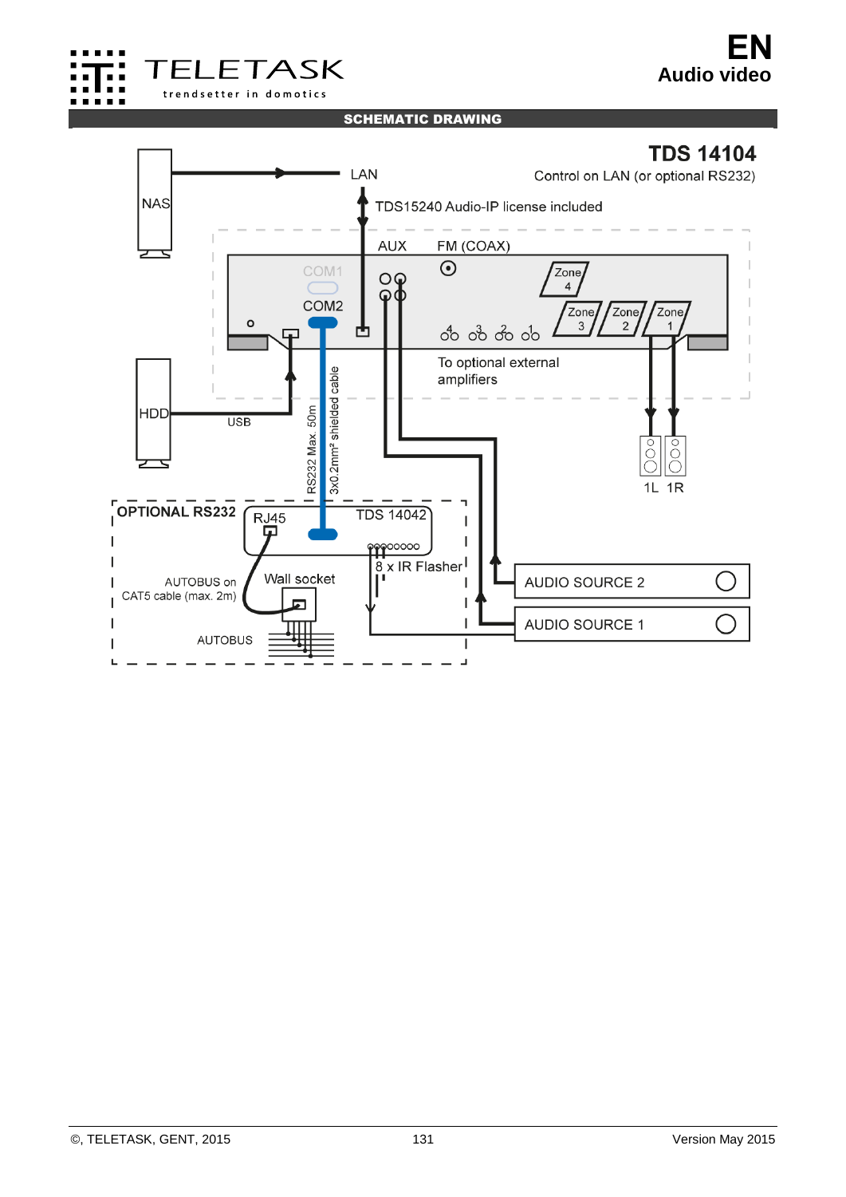## SCHEMATIC DRAWING

TDS 14104

Control on LAN (or optional RS232)

TDS15240 Audio-IP license included

NAS

LAN

AUX

FM (COAX)

COM1

COM2

Zone 4

Zone 3

Zone 2

Zone 1

4 3 2 1

To optional external amplifiers

HDD

USB

RS232 Max. 50m

3x0.2mm² shielded cable

1L 1R

OPTIONAL RS232

RJ45

TDS 14042

8 x IR Flasher

AUTOBUS on CAT5 cable (max. 2m)

Wall socket

AUTOBUS

AUDIO SOURCE 2

AUDIO SOURCE 1